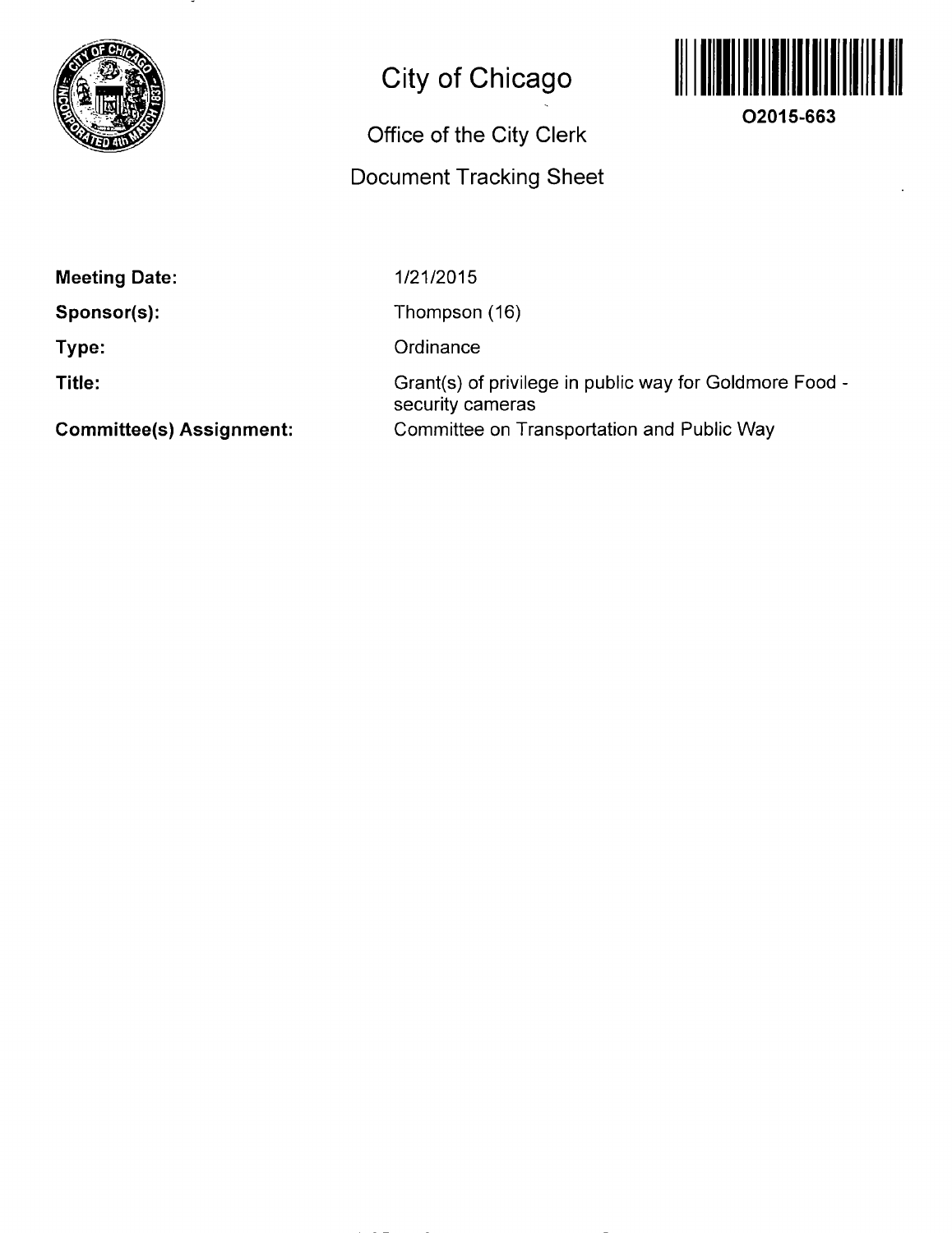# City of Chicago

O2015-663

## Office of the City Clerk

## Document Tracking Sheet

| | |
|---|---|
| **Meeting Date:** | 1/21/2015 |
| **Sponsor(s):** | Thompson (16) |
| **Type:** | Ordinance |
| **Title:** | Grant(s) of privilege in public way for Goldmore Food - security cameras |
| **Committee(s) Assignment:** | Committee on Transportation and Public Way |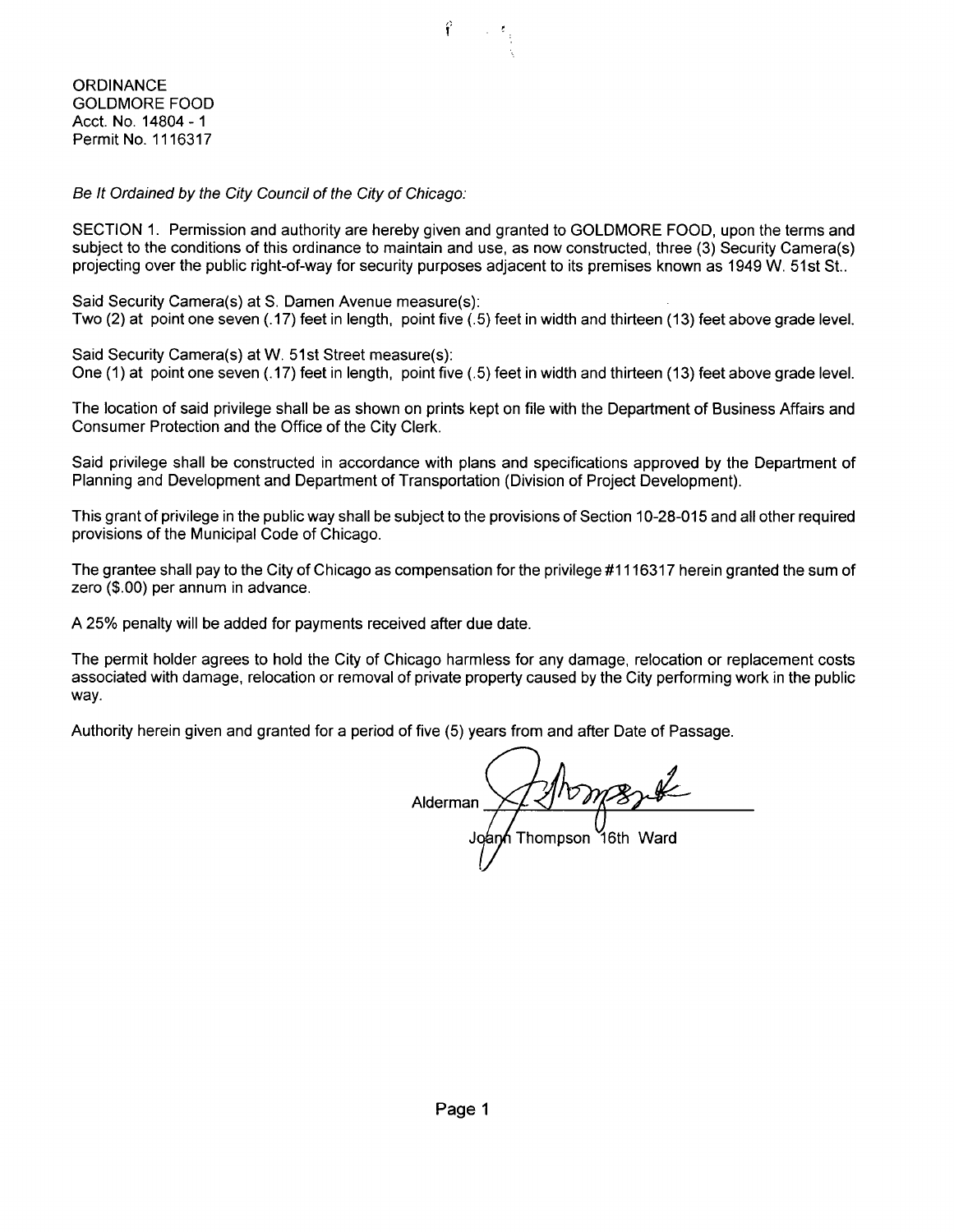ORDINANCE
GOLDMORE FOOD
Acct. No. 14804 - 1
Permit No. 1116317

*Be It Ordained by the City Council of the City of Chicago:*

SECTION 1. Permission and authority are hereby given and granted to GOLDMORE FOOD, upon the terms and subject to the conditions of this ordinance to maintain and use, as now constructed, three (3) Security Camera(s) projecting over the public right-of-way for security purposes adjacent to its premises known as 1949 W. 51st St..

Said Security Camera(s) at S. Damen Avenue measure(s):
Two (2) at point one seven (.17) feet in length, point five (.5) feet in width and thirteen (13) feet above grade level.

Said Security Camera(s) at W. 51st Street measure(s):
One (1) at point one seven (.17) feet in length, point five (.5) feet in width and thirteen (13) feet above grade level.

The location of said privilege shall be as shown on prints kept on file with the Department of Business Affairs and Consumer Protection and the Office of the City Clerk.

Said privilege shall be constructed in accordance with plans and specifications approved by the Department of Planning and Development and Department of Transportation (Division of Project Development).

This grant of privilege in the public way shall be subject to the provisions of Section 10-28-015 and all other required provisions of the Municipal Code of Chicago.

The grantee shall pay to the City of Chicago as compensation for the privilege #1116317 herein granted the sum of zero ($.00) per annum in advance.

A 25% penalty will be added for payments received after due date.

The permit holder agrees to hold the City of Chicago harmless for any damage, relocation or replacement costs associated with damage, relocation or removal of private property caused by the City performing work in the public way.

Authority herein given and granted for a period of five (5) years from and after Date of Passage.

Alderman ______________________

JoAnn Thompson 16th Ward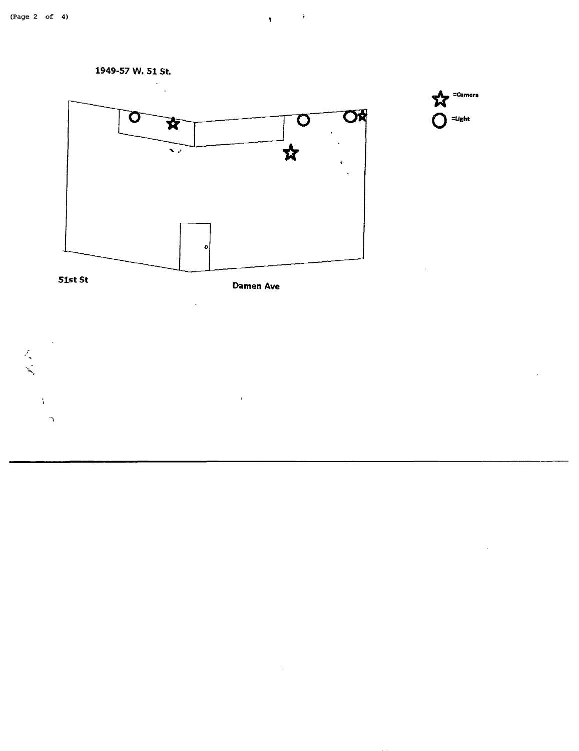**1949-57 W. 51 St.**

=Camera

=Light

51st St

Damen Ave